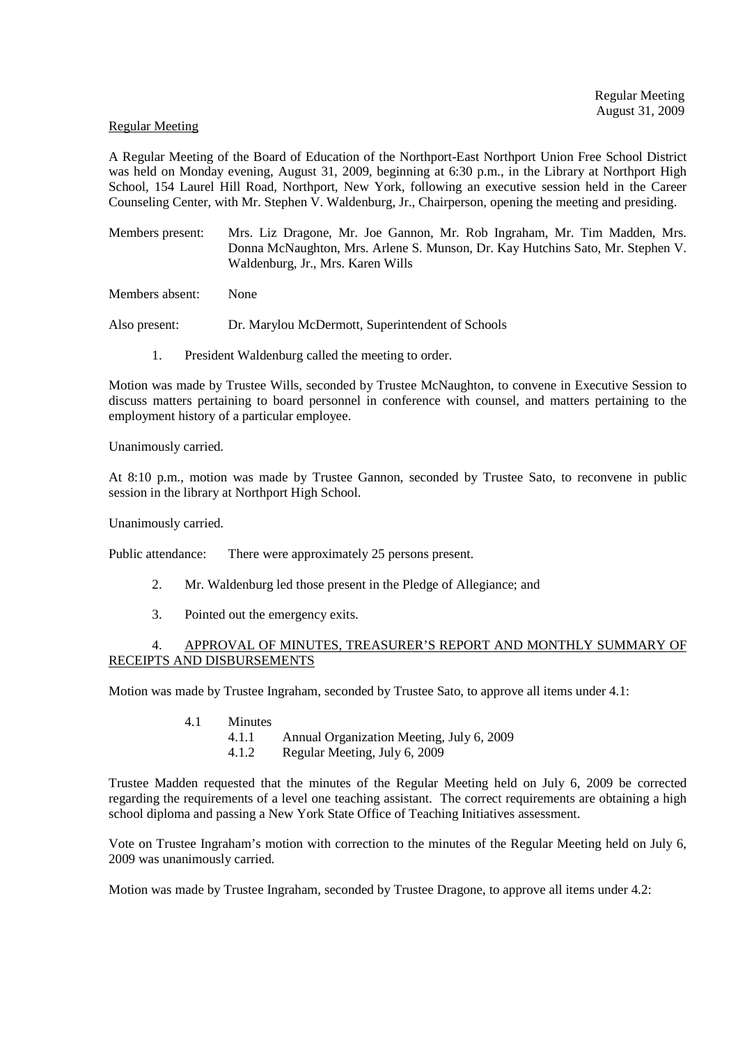Regular Meeting

A Regular Meeting of the Board of Education of the Northport-East Northport Union Free School District was held on Monday evening, August 31, 2009, beginning at 6:30 p.m., in the Library at Northport High School, 154 Laurel Hill Road, Northport, New York, following an executive session held in the Career Counseling Center, with Mr. Stephen V. Waldenburg, Jr., Chairperson, opening the meeting and presiding.

Members present: Mrs. Liz Dragone, Mr. Joe Gannon, Mr. Rob Ingraham, Mr. Tim Madden, Mrs. Donna McNaughton, Mrs. Arlene S. Munson, Dr. Kay Hutchins Sato, Mr. Stephen V. Waldenburg, Jr., Mrs. Karen Wills

Members absent: None

Also present: Dr. Marylou McDermott, Superintendent of Schools

1. President Waldenburg called the meeting to order.

Motion was made by Trustee Wills, seconded by Trustee McNaughton, to convene in Executive Session to discuss matters pertaining to board personnel in conference with counsel, and matters pertaining to the employment history of a particular employee.

Unanimously carried.

At 8:10 p.m., motion was made by Trustee Gannon, seconded by Trustee Sato, to reconvene in public session in the library at Northport High School.

Unanimously carried.

Public attendance: There were approximately 25 persons present.

2. Mr. Waldenburg led those present in the Pledge of Allegiance; and

3. Pointed out the emergency exits.

4. APPROVAL OF MINUTES, TREASURER'S REPORT AND MONTHLY SUMMARY OF RECEIPTS AND DISBURSEMENTS

Motion was made by Trustee Ingraham, seconded by Trustee Sato, to approve all items under 4.1:

- 4.1 Minutes
  - 4.1.1 Annual Organization Meeting, July 6, 2009
  - 4.1.2 Regular Meeting, July 6, 2009

Trustee Madden requested that the minutes of the Regular Meeting held on July 6, 2009 be corrected regarding the requirements of a level one teaching assistant. The correct requirements are obtaining a high school diploma and passing a New York State Office of Teaching Initiatives assessment.

Vote on Trustee Ingraham's motion with correction to the minutes of the Regular Meeting held on July 6, 2009 was unanimously carried.

Motion was made by Trustee Ingraham, seconded by Trustee Dragone, to approve all items under 4.2: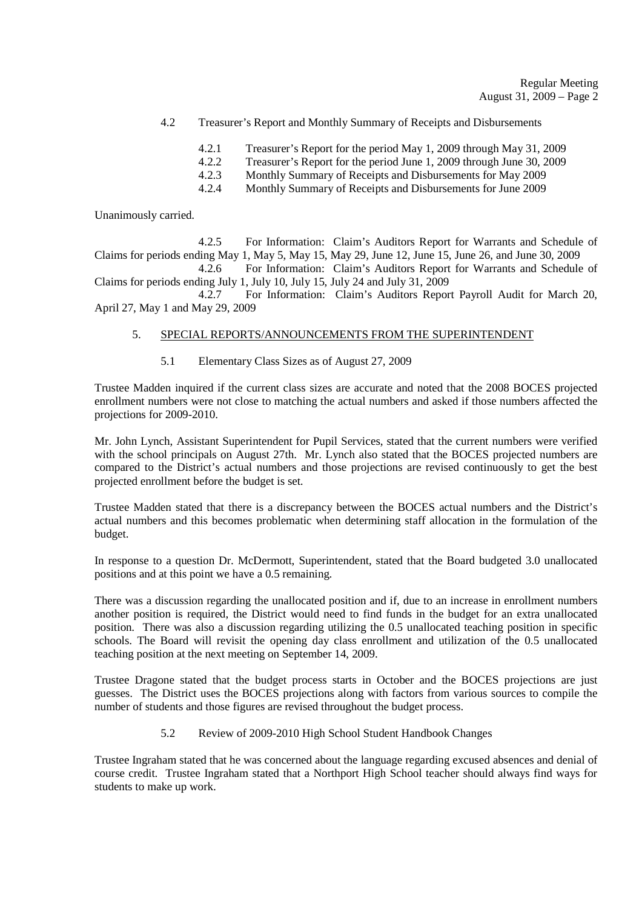4.2 Treasurer's Report and Monthly Summary of Receipts and Disbursements

4.2.1 Treasurer's Report for the period May 1, 2009 through May 31, 2009
4.2.2 Treasurer's Report for the period June 1, 2009 through June 30, 2009
4.2.3 Monthly Summary of Receipts and Disbursements for May 2009
4.2.4 Monthly Summary of Receipts and Disbursements for June 2009

Unanimously carried.

4.2.5 For Information: Claim's Auditors Report for Warrants and Schedule of Claims for periods ending May 1, May 5, May 15, May 29, June 12, June 15, June 26, and June 30, 2009

4.2.6 For Information: Claim's Auditors Report for Warrants and Schedule of Claims for periods ending July 1, July 10, July 15, July 24 and July 31, 2009

4.2.7 For Information: Claim's Auditors Report Payroll Audit for March 20, April 27, May 1 and May 29, 2009

5. SPECIAL REPORTS/ANNOUNCEMENTS FROM THE SUPERINTENDENT

5.1 Elementary Class Sizes as of August 27, 2009

Trustee Madden inquired if the current class sizes are accurate and noted that the 2008 BOCES projected enrollment numbers were not close to matching the actual numbers and asked if those numbers affected the projections for 2009-2010.

Mr. John Lynch, Assistant Superintendent for Pupil Services, stated that the current numbers were verified with the school principals on August 27th. Mr. Lynch also stated that the BOCES projected numbers are compared to the District's actual numbers and those projections are revised continuously to get the best projected enrollment before the budget is set.

Trustee Madden stated that there is a discrepancy between the BOCES actual numbers and the District's actual numbers and this becomes problematic when determining staff allocation in the formulation of the budget.

In response to a question Dr. McDermott, Superintendent, stated that the Board budgeted 3.0 unallocated positions and at this point we have a 0.5 remaining.

There was a discussion regarding the unallocated position and if, due to an increase in enrollment numbers another position is required, the District would need to find funds in the budget for an extra unallocated position. There was also a discussion regarding utilizing the 0.5 unallocated teaching position in specific schools. The Board will revisit the opening day class enrollment and utilization of the 0.5 unallocated teaching position at the next meeting on September 14, 2009.

Trustee Dragone stated that the budget process starts in October and the BOCES projections are just guesses. The District uses the BOCES projections along with factors from various sources to compile the number of students and those figures are revised throughout the budget process.

5.2 Review of 2009-2010 High School Student Handbook Changes

Trustee Ingraham stated that he was concerned about the language regarding excused absences and denial of course credit. Trustee Ingraham stated that a Northport High School teacher should always find ways for students to make up work.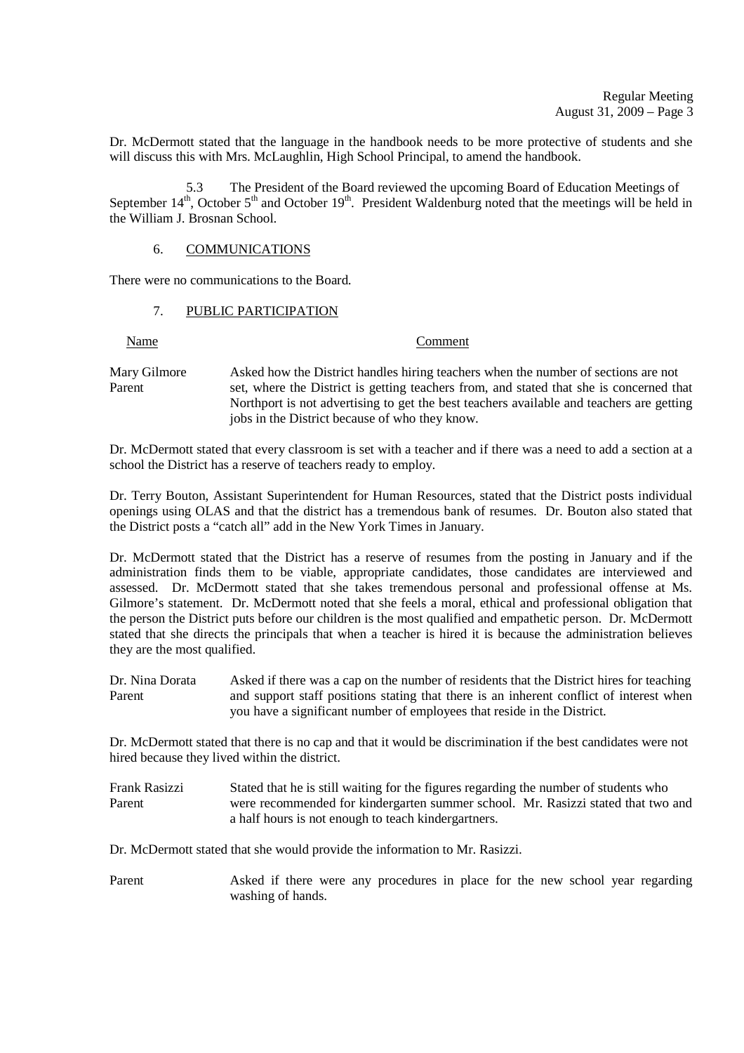Dr. McDermott stated that the language in the handbook needs to be more protective of students and she will discuss this with Mrs. McLaughlin, High School Principal, to amend the handbook.

5.3 The President of the Board reviewed the upcoming Board of Education Meetings of September 14th, October 5th and October 19th. President Waldenburg noted that the meetings will be held in the William J. Brosnan School.

## 6. COMMUNICATIONS

There were no communications to the Board.

## 7. PUBLIC PARTICIPATION

| Name | Comment |
|---|---|
| Mary Gilmore<br>Parent | Asked how the District handles hiring teachers when the number of sections are not set, where the District is getting teachers from, and stated that she is concerned that Northport is not advertising to get the best teachers available and teachers are getting jobs in the District because of who they know. |

Dr. McDermott stated that every classroom is set with a teacher and if there was a need to add a section at a school the District has a reserve of teachers ready to employ.

Dr. Terry Bouton, Assistant Superintendent for Human Resources, stated that the District posts individual openings using OLAS and that the district has a tremendous bank of resumes. Dr. Bouton also stated that the District posts a "catch all" add in the New York Times in January.

Dr. McDermott stated that the District has a reserve of resumes from the posting in January and if the administration finds them to be viable, appropriate candidates, those candidates are interviewed and assessed. Dr. McDermott stated that she takes tremendous personal and professional offense at Ms. Gilmore's statement. Dr. McDermott noted that she feels a moral, ethical and professional obligation that the person the District puts before our children is the most qualified and empathetic person. Dr. McDermott stated that she directs the principals that when a teacher is hired it is because the administration believes they are the most qualified.

| | |
|---|---|
| Dr. Nina Dorata<br>Parent | Asked if there was a cap on the number of residents that the District hires for teaching and support staff positions stating that there is an inherent conflict of interest when you have a significant number of employees that reside in the District. |

Dr. McDermott stated that there is no cap and that it would be discrimination if the best candidates were not hired because they lived within the district.

| | |
|---|---|
| Frank Rasizzi<br>Parent | Stated that he is still waiting for the figures regarding the number of students who were recommended for kindergarten summer school. Mr. Rasizzi stated that two and a half hours is not enough to teach kindergartners. |

Dr. McDermott stated that she would provide the information to Mr. Rasizzi.

| | |
|---|---|
| Parent | Asked if there were any procedures in place for the new school year regarding washing of hands. |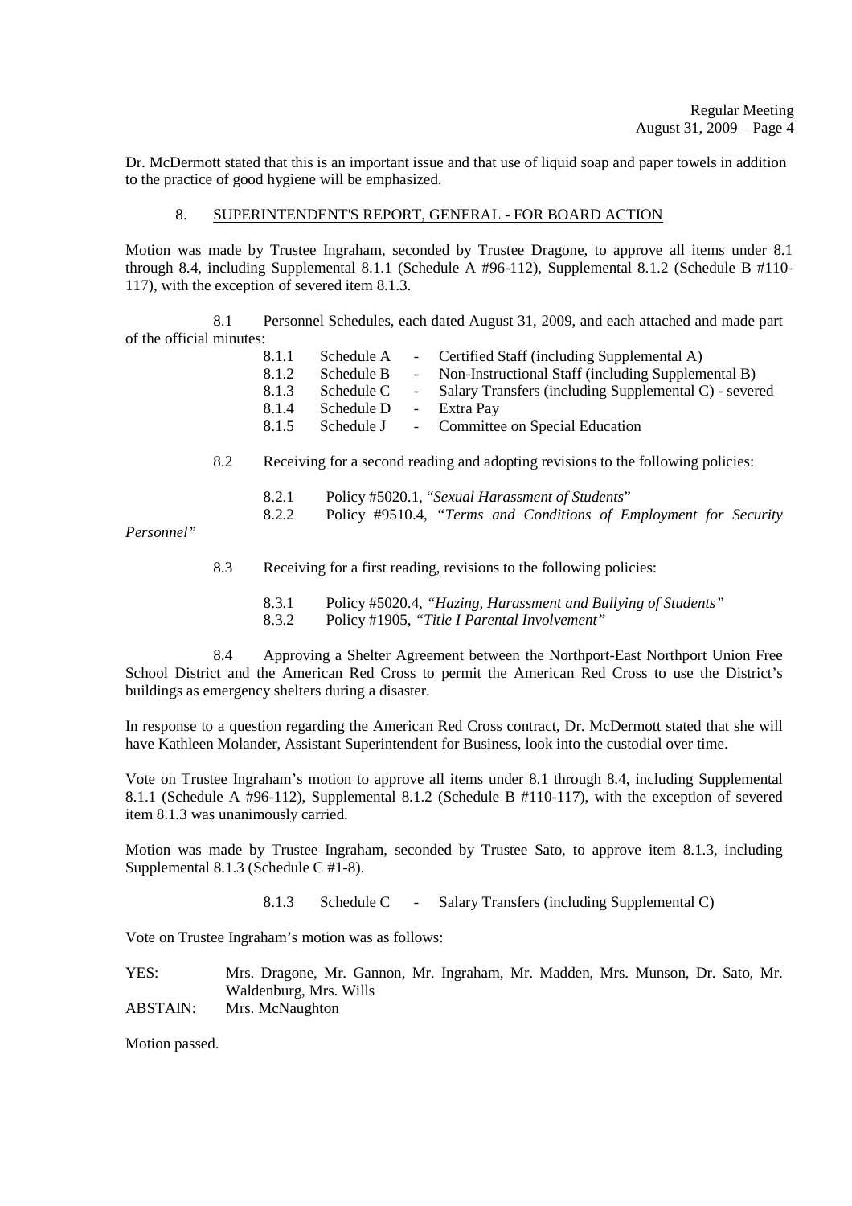Dr. McDermott stated that this is an important issue and that use of liquid soap and paper towels in addition to the practice of good hygiene will be emphasized.

## 8. SUPERINTENDENT'S REPORT, GENERAL - FOR BOARD ACTION

Motion was made by Trustee Ingraham, seconded by Trustee Dragone, to approve all items under 8.1 through 8.4, including Supplemental 8.1.1 (Schedule A #96-112), Supplemental 8.1.2 (Schedule B #110-117), with the exception of severed item 8.1.3.

8.1 Personnel Schedules, each dated August 31, 2009, and each attached and made part of the official minutes:

- 8.1.1 Schedule A - Certified Staff (including Supplemental A)
- 8.1.2 Schedule B - Non-Instructional Staff (including Supplemental B)
- 8.1.3 Schedule C - Salary Transfers (including Supplemental C) - severed
- 8.1.4 Schedule D - Extra Pay
- 8.1.5 Schedule J - Committee on Special Education

8.2 Receiving for a second reading and adopting revisions to the following policies:

- 8.2.1 Policy #5020.1, "*Sexual Harassment of Students*"
- 8.2.2 Policy #9510.4, *"Terms and Conditions of Employment for Security Personnel"*

8.3 Receiving for a first reading, revisions to the following policies:

- 8.3.1 Policy #5020.4, *"Hazing, Harassment and Bullying of Students"*
- 8.3.2 Policy #1905, *"Title I Parental Involvement"*

8.4 Approving a Shelter Agreement between the Northport-East Northport Union Free School District and the American Red Cross to permit the American Red Cross to use the District's buildings as emergency shelters during a disaster.

In response to a question regarding the American Red Cross contract, Dr. McDermott stated that she will have Kathleen Molander, Assistant Superintendent for Business, look into the custodial over time.

Vote on Trustee Ingraham's motion to approve all items under 8.1 through 8.4, including Supplemental 8.1.1 (Schedule A #96-112), Supplemental 8.1.2 (Schedule B #110-117), with the exception of severed item 8.1.3 was unanimously carried.

Motion was made by Trustee Ingraham, seconded by Trustee Sato, to approve item 8.1.3, including Supplemental 8.1.3 (Schedule C #1-8).

8.1.3 Schedule C - Salary Transfers (including Supplemental C)

Vote on Trustee Ingraham's motion was as follows:

YES: Mrs. Dragone, Mr. Gannon, Mr. Ingraham, Mr. Madden, Mrs. Munson, Dr. Sato, Mr. Waldenburg, Mrs. Wills

ABSTAIN: Mrs. McNaughton

Motion passed.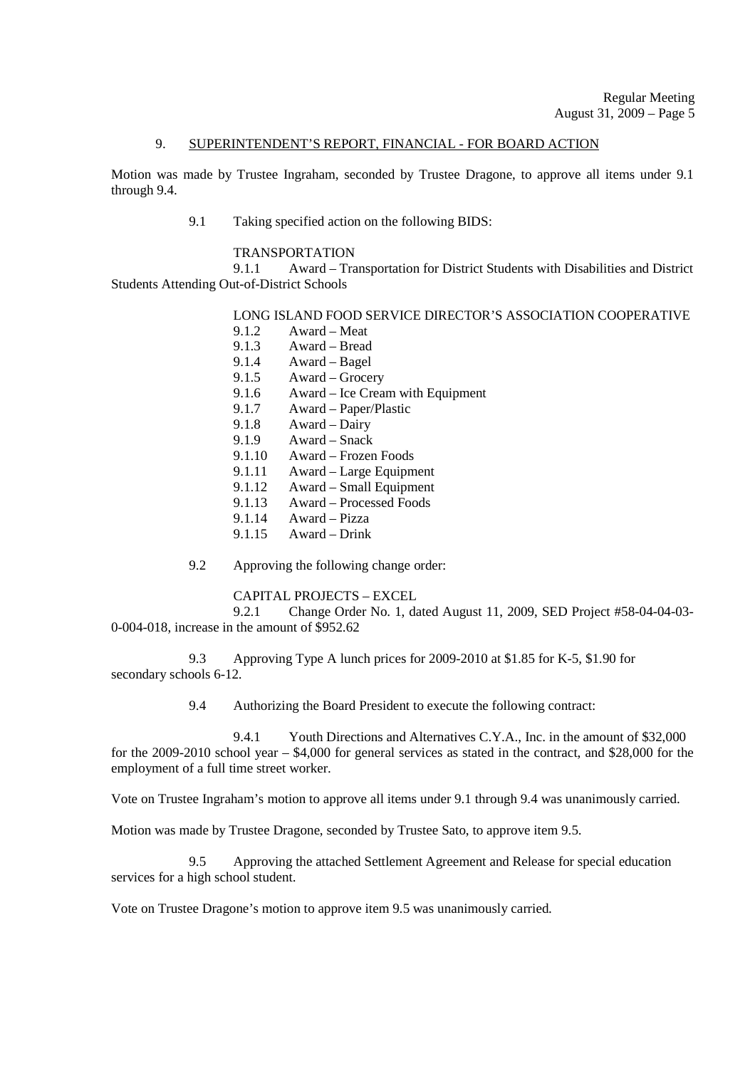## 9. SUPERINTENDENT'S REPORT, FINANCIAL - FOR BOARD ACTION

Motion was made by Trustee Ingraham, seconded by Trustee Dragone, to approve all items under 9.1 through 9.4.

9.1 Taking specified action on the following BIDS:

TRANSPORTATION

9.1.1 Award – Transportation for District Students with Disabilities and District Students Attending Out-of-District Schools

LONG ISLAND FOOD SERVICE DIRECTOR'S ASSOCIATION COOPERATIVE

- 9.1.2 Award – Meat
- 9.1.3 Award – Bread
- 9.1.4 Award – Bagel
- 9.1.5 Award – Grocery
- 9.1.6 Award – Ice Cream with Equipment
- 9.1.7 Award – Paper/Plastic
- 9.1.8 Award – Dairy
- 9.1.9 Award – Snack
- 9.1.10 Award – Frozen Foods
- 9.1.11 Award – Large Equipment
- 9.1.12 Award – Small Equipment
- 9.1.13 Award – Processed Foods
- 9.1.14 Award – Pizza
- 9.1.15 Award – Drink

9.2 Approving the following change order:

CAPITAL PROJECTS – EXCEL

9.2.1 Change Order No. 1, dated August 11, 2009, SED Project #58-04-04-03-0-004-018, increase in the amount of $952.62

9.3 Approving Type A lunch prices for 2009-2010 at $1.85 for K-5, $1.90 for secondary schools 6-12.

9.4 Authorizing the Board President to execute the following contract:

9.4.1 Youth Directions and Alternatives C.Y.A., Inc. in the amount of $32,000 for the 2009-2010 school year – $4,000 for general services as stated in the contract, and $28,000 for the employment of a full time street worker.

Vote on Trustee Ingraham's motion to approve all items under 9.1 through 9.4 was unanimously carried.

Motion was made by Trustee Dragone, seconded by Trustee Sato, to approve item 9.5.

9.5 Approving the attached Settlement Agreement and Release for special education services for a high school student.

Vote on Trustee Dragone's motion to approve item 9.5 was unanimously carried.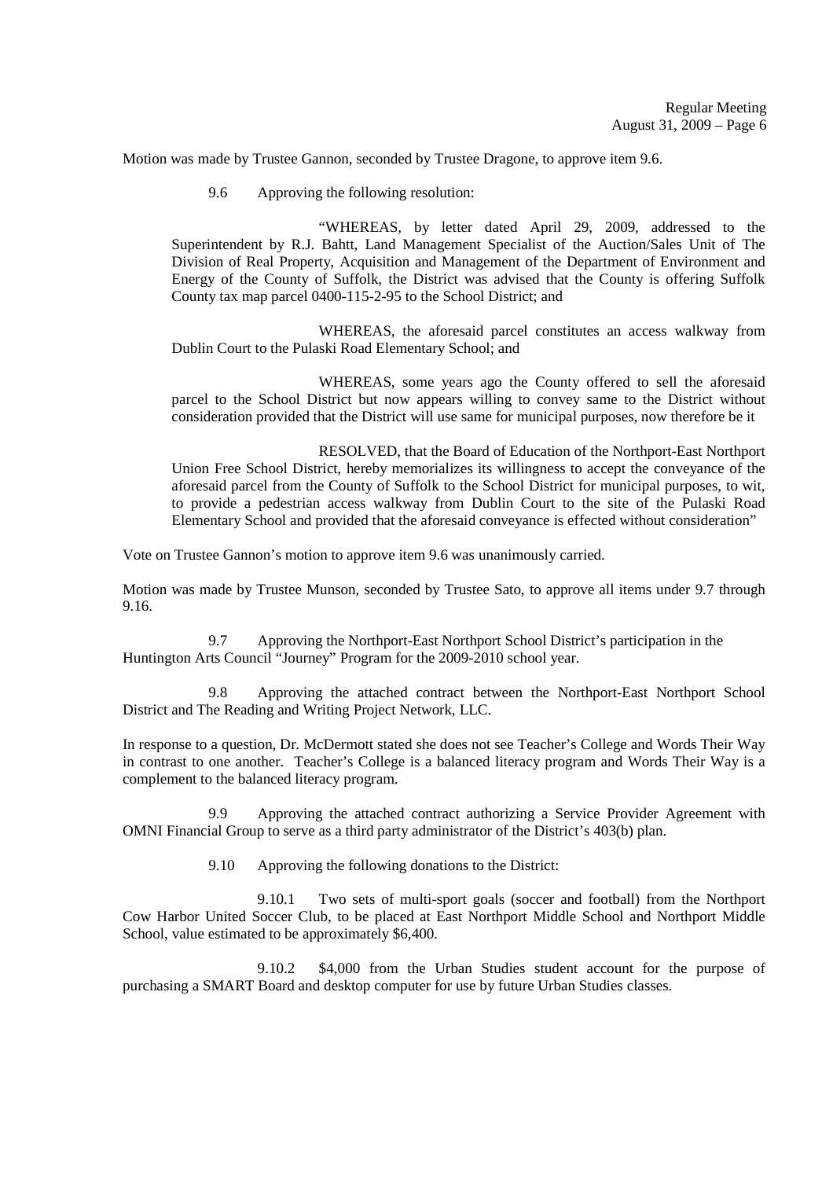Motion was made by Trustee Gannon, seconded by Trustee Dragone, to approve item 9.6.

9.6 Approving the following resolution:

"WHEREAS, by letter dated April 29, 2009, addressed to the Superintendent by R.J. Bahtt, Land Management Specialist of the Auction/Sales Unit of The Division of Real Property, Acquisition and Management of the Department of Environment and Energy of the County of Suffolk, the District was advised that the County is offering Suffolk County tax map parcel 0400-115-2-95 to the School District; and

WHEREAS, the aforesaid parcel constitutes an access walkway from Dublin Court to the Pulaski Road Elementary School; and

WHEREAS, some years ago the County offered to sell the aforesaid parcel to the School District but now appears willing to convey same to the District without consideration provided that the District will use same for municipal purposes, now therefore be it

RESOLVED, that the Board of Education of the Northport-East Northport Union Free School District, hereby memorializes its willingness to accept the conveyance of the aforesaid parcel from the County of Suffolk to the School District for municipal purposes, to wit, to provide a pedestrian access walkway from Dublin Court to the site of the Pulaski Road Elementary School and provided that the aforesaid conveyance is effected without consideration"

Vote on Trustee Gannon's motion to approve item 9.6 was unanimously carried.

Motion was made by Trustee Munson, seconded by Trustee Sato, to approve all items under 9.7 through 9.16.

9.7 Approving the Northport-East Northport School District's participation in the Huntington Arts Council "Journey" Program for the 2009-2010 school year.

9.8 Approving the attached contract between the Northport-East Northport School District and The Reading and Writing Project Network, LLC.

In response to a question, Dr. McDermott stated she does not see Teacher's College and Words Their Way in contrast to one another. Teacher's College is a balanced literacy program and Words Their Way is a complement to the balanced literacy program.

9.9 Approving the attached contract authorizing a Service Provider Agreement with OMNI Financial Group to serve as a third party administrator of the District's 403(b) plan.

9.10 Approving the following donations to the District:

9.10.1 Two sets of multi-sport goals (soccer and football) from the Northport Cow Harbor United Soccer Club, to be placed at East Northport Middle School and Northport Middle School, value estimated to be approximately $6,400.

9.10.2 $4,000 from the Urban Studies student account for the purpose of purchasing a SMART Board and desktop computer for use by future Urban Studies classes.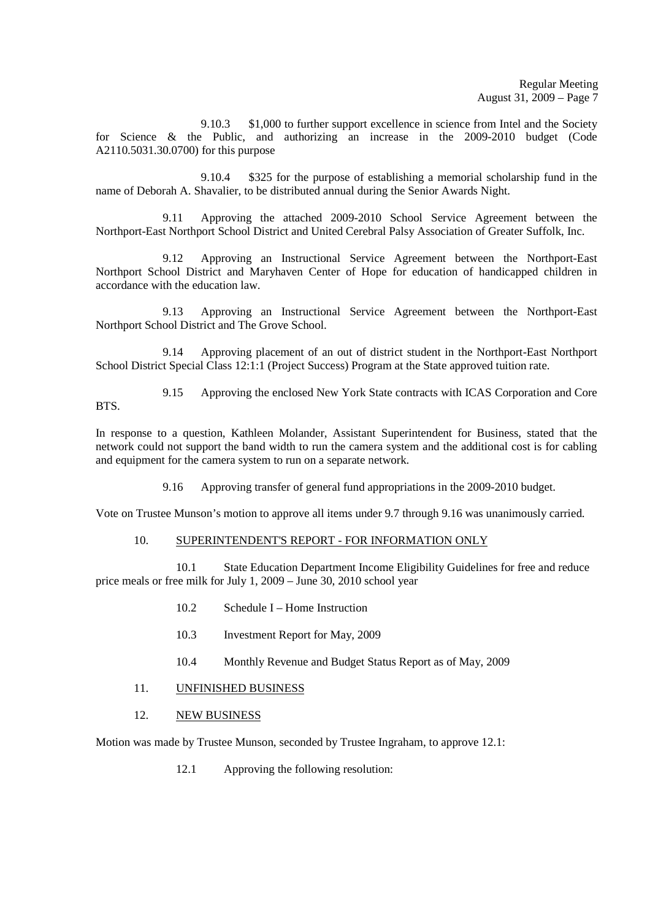9.10.3 $1,000 to further support excellence in science from Intel and the Society for Science & the Public, and authorizing an increase in the 2009-2010 budget (Code A2110.5031.30.0700) for this purpose

9.10.4 $325 for the purpose of establishing a memorial scholarship fund in the name of Deborah A. Shavalier, to be distributed annual during the Senior Awards Night.

9.11 Approving the attached 2009-2010 School Service Agreement between the Northport-East Northport School District and United Cerebral Palsy Association of Greater Suffolk, Inc.

9.12 Approving an Instructional Service Agreement between the Northport-East Northport School District and Maryhaven Center of Hope for education of handicapped children in accordance with the education law.

9.13 Approving an Instructional Service Agreement between the Northport-East Northport School District and The Grove School.

9.14 Approving placement of an out of district student in the Northport-East Northport School District Special Class 12:1:1 (Project Success) Program at the State approved tuition rate.

9.15 Approving the enclosed New York State contracts with ICAS Corporation and Core BTS.

In response to a question, Kathleen Molander, Assistant Superintendent for Business, stated that the network could not support the band width to run the camera system and the additional cost is for cabling and equipment for the camera system to run on a separate network.

9.16 Approving transfer of general fund appropriations in the 2009-2010 budget.

Vote on Trustee Munson's motion to approve all items under 9.7 through 9.16 was unanimously carried.

10. SUPERINTENDENT'S REPORT - FOR INFORMATION ONLY

10.1 State Education Department Income Eligibility Guidelines for free and reduce price meals or free milk for July 1, 2009 – June 30, 2010 school year

10.2 Schedule I – Home Instruction

10.3 Investment Report for May, 2009

10.4 Monthly Revenue and Budget Status Report as of May, 2009

11. UNFINISHED BUSINESS

12. NEW BUSINESS

Motion was made by Trustee Munson, seconded by Trustee Ingraham, to approve 12.1:

12.1 Approving the following resolution: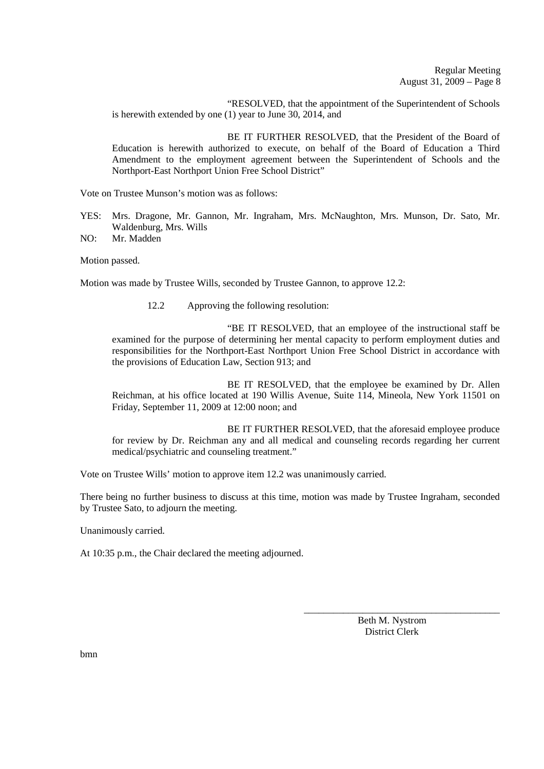"RESOLVED, that the appointment of the Superintendent of Schools is herewith extended by one (1) year to June 30, 2014, and

BE IT FURTHER RESOLVED, that the President of the Board of Education is herewith authorized to execute, on behalf of the Board of Education a Third Amendment to the employment agreement between the Superintendent of Schools and the Northport-East Northport Union Free School District"

Vote on Trustee Munson's motion was as follows:

YES: Mrs. Dragone, Mr. Gannon, Mr. Ingraham, Mrs. McNaughton, Mrs. Munson, Dr. Sato, Mr. Waldenburg, Mrs. Wills

NO: Mr. Madden

Motion passed.

Motion was made by Trustee Wills, seconded by Trustee Gannon, to approve 12.2:

12.2 Approving the following resolution:

"BE IT RESOLVED, that an employee of the instructional staff be examined for the purpose of determining her mental capacity to perform employment duties and responsibilities for the Northport-East Northport Union Free School District in accordance with the provisions of Education Law, Section 913; and

BE IT RESOLVED, that the employee be examined by Dr. Allen Reichman, at his office located at 190 Willis Avenue, Suite 114, Mineola, New York 11501 on Friday, September 11, 2009 at 12:00 noon; and

BE IT FURTHER RESOLVED, that the aforesaid employee produce for review by Dr. Reichman any and all medical and counseling records regarding her current medical/psychiatric and counseling treatment."

Vote on Trustee Wills' motion to approve item 12.2 was unanimously carried.

There being no further business to discuss at this time, motion was made by Trustee Ingraham, seconded by Trustee Sato, to adjourn the meeting.

Unanimously carried.

At 10:35 p.m., the Chair declared the meeting adjourned.

\_\_\_\_\_\_\_\_\_\_\_\_\_\_\_\_\_\_\_\_\_\_\_\_\_\_\_\_\_\_\_\_\_\_\_\_\_\_

Beth M. Nystrom
District Clerk

bmn